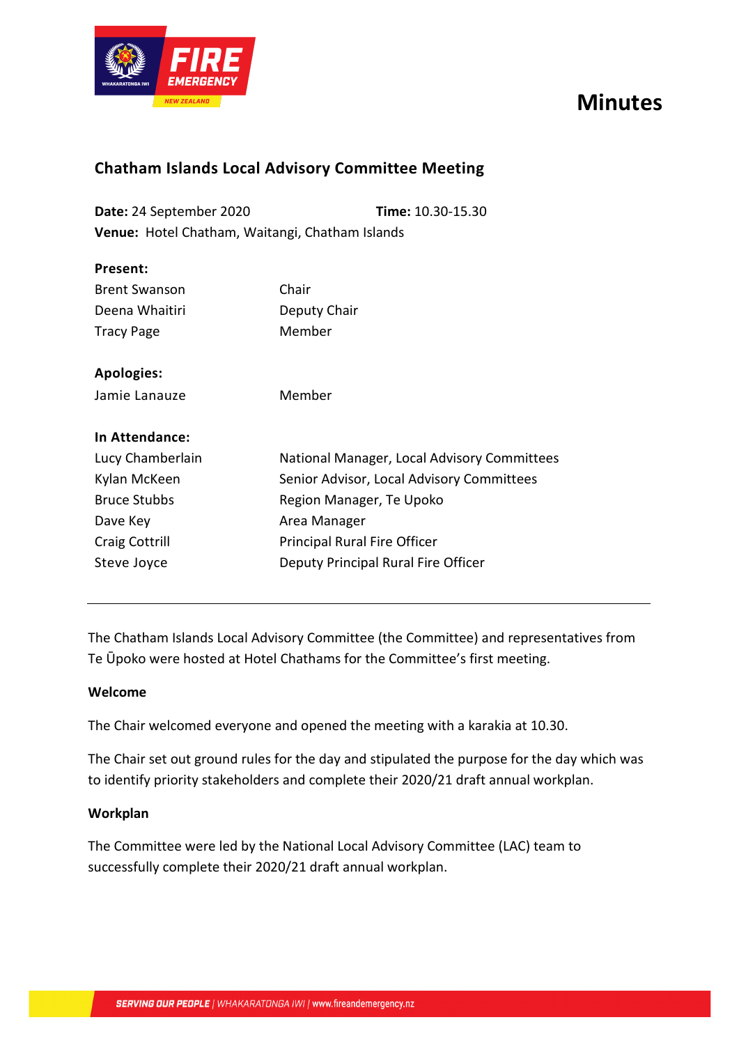# Minutes

## Chatham Islands Local Advisory Committee Meeting

**Date:** 24 September 2020 **Time:** 10.30-15.30
**Venue:** Hotel Chatham, Waitangi, Chatham Islands

**Present:**

| | |
|---|---|
| Brent Swanson | Chair |
| Deena Whaitiri | Deputy Chair |
| Tracy Page | Member |

**Apologies:**

| | |
|---|---|
| Jamie Lanauze | Member |

**In Attendance:**

| | |
|---|---|
| Lucy Chamberlain | National Manager, Local Advisory Committees |
| Kylan McKeen | Senior Advisor, Local Advisory Committees |
| Bruce Stubbs | Region Manager, Te Upoko |
| Dave Key | Area Manager |
| Craig Cottrill | Principal Rural Fire Officer |
| Steve Joyce | Deputy Principal Rural Fire Officer |

---

The Chatham Islands Local Advisory Committee (the Committee) and representatives from Te Ūpoko were hosted at Hotel Chathams for the Committee's first meeting.

**Welcome**

The Chair welcomed everyone and opened the meeting with a karakia at 10.30.

The Chair set out ground rules for the day and stipulated the purpose for the day which was to identify priority stakeholders and complete their 2020/21 draft annual workplan.

**Workplan**

The Committee were led by the National Local Advisory Committee (LAC) team to successfully complete their 2020/21 draft annual workplan.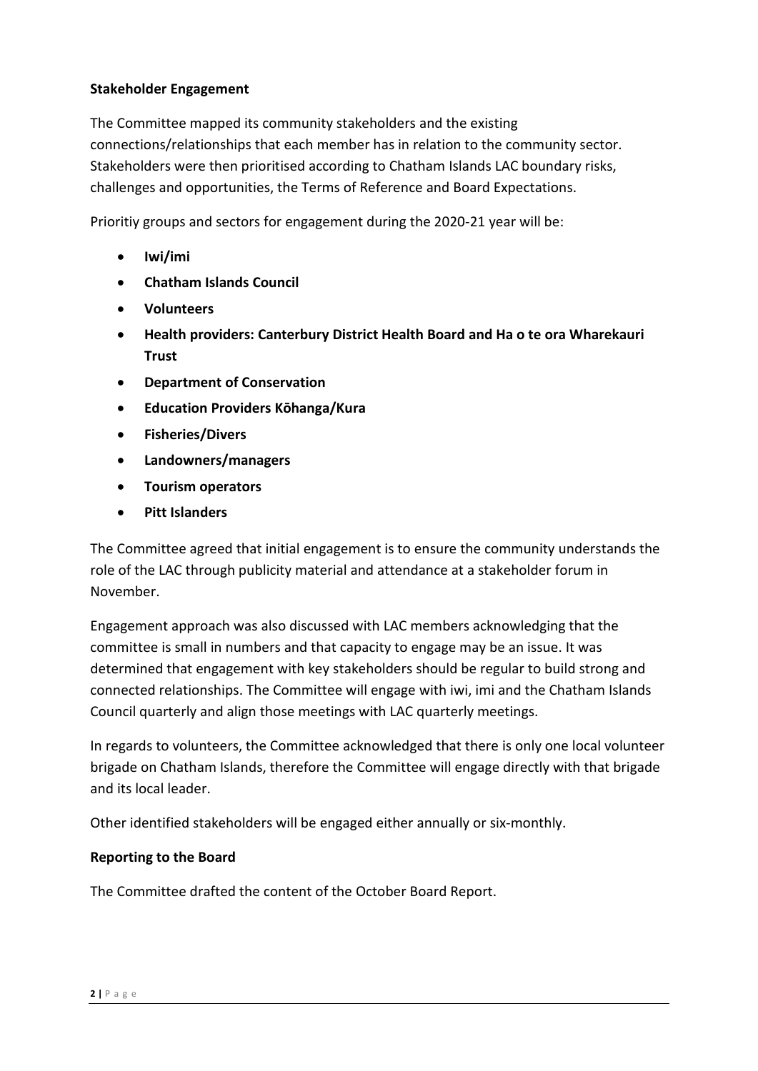**Stakeholder Engagement**

The Committee mapped its community stakeholders and the existing connections/relationships that each member has in relation to the community sector. Stakeholders were then prioritised according to Chatham Islands LAC boundary risks, challenges and opportunities, the Terms of Reference and Board Expectations.

Prioritiy groups and sectors for engagement during the 2020-21 year will be:

- **Iwi/imi**
- **Chatham Islands Council**
- **Volunteers**
- **Health providers: Canterbury District Health Board and Ha o te ora Wharekauri Trust**
- **Department of Conservation**
- **Education Providers Kōhanga/Kura**
- **Fisheries/Divers**
- **Landowners/managers**
- **Tourism operators**
- **Pitt Islanders**

The Committee agreed that initial engagement is to ensure the community understands the role of the LAC through publicity material and attendance at a stakeholder forum in November.

Engagement approach was also discussed with LAC members acknowledging that the committee is small in numbers and that capacity to engage may be an issue. It was determined that engagement with key stakeholders should be regular to build strong and connected relationships. The Committee will engage with iwi, imi and the Chatham Islands Council quarterly and align those meetings with LAC quarterly meetings.

In regards to volunteers, the Committee acknowledged that there is only one local volunteer brigade on Chatham Islands, therefore the Committee will engage directly with that brigade and its local leader.

Other identified stakeholders will be engaged either annually or six-monthly.

**Reporting to the Board**

The Committee drafted the content of the October Board Report.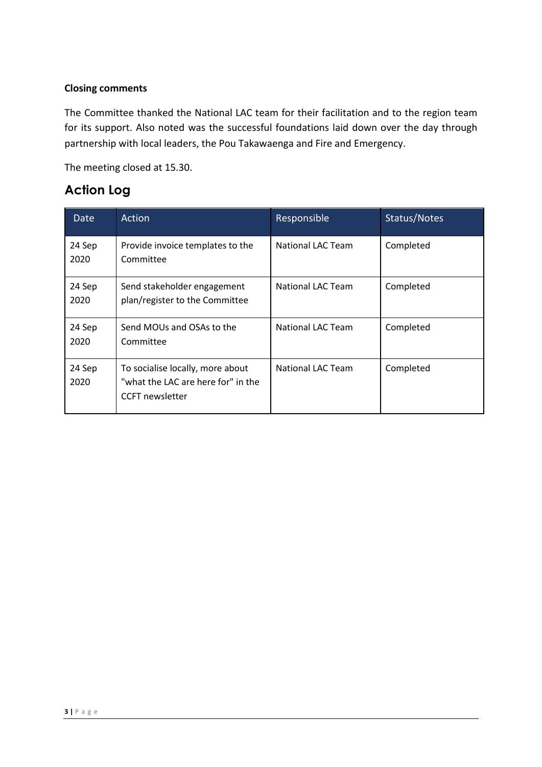**Closing comments**

The Committee thanked the National LAC team for their facilitation and to the region team for its support. Also noted was the successful foundations laid down over the day through partnership with local leaders, the Pou Takawaenga and Fire and Emergency.

The meeting closed at 15.30.

## Action Log

| Date | Action | Responsible | Status/Notes |
| --- | --- | --- | --- |
| 24 Sep 2020 | Provide invoice templates to the Committee | National LAC Team | Completed |
| 24 Sep 2020 | Send stakeholder engagement plan/register to the Committee | National LAC Team | Completed |
| 24 Sep 2020 | Send MOUs and OSAs to the Committee | National LAC Team | Completed |
| 24 Sep 2020 | To socialise locally, more about "what the LAC are here for" in the CCFT newsletter | National LAC Team | Completed |